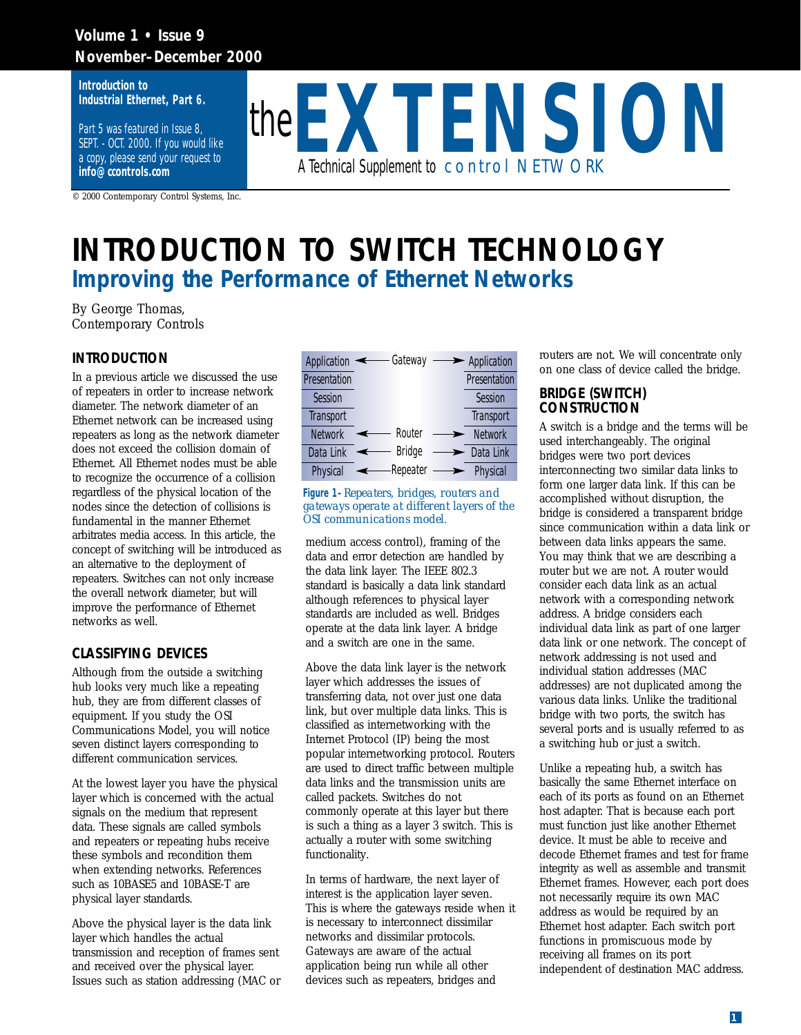Introduction to Industrial Ethernet, Part 6.

Part 5 was featured in Issue 8, SEPT. - OCT. 2000. If you would like a copy, please send your request to **info@ccontrols.com**

# the EXTENSION

A Technical Supplement to control NETWORK

© 2000 Contemporary Control Systems, Inc.

# INTRODUCTION TO SWITCH TECHNOLOGY

## Improving the Performance of Ethernet Networks

By George Thomas,
Contemporary Controls

### INTRODUCTION

In a previous article we discussed the use of repeaters in order to increase network diameter. The network diameter of an Ethernet network can be increased using repeaters as long as the network diameter does not exceed the collision domain of Ethernet. All Ethernet nodes must be able to recognize the occurrence of a collision regardless of the physical location of the nodes since the detection of collisions is fundamental in the manner Ethernet arbitrates media access. In this article, the concept of switching will be introduced as an alternative to the deployment of repeaters. Switches can not only increase the overall network diameter, but will improve the performance of Ethernet networks as well.

### CLASSIFYING DEVICES

Although from the outside a switching hub looks very much like a repeating hub, they are from different classes of equipment. If you study the OSI Communications Model, you will notice seven distinct layers corresponding to different communication services.

At the lowest layer you have the physical layer which is concerned with the actual signals on the medium that represent data. These signals are called symbols and repeaters or repeating hubs receive these symbols and recondition them when extending networks. References such as 10BASE5 and 10BASE-T are physical layer standards.

Above the physical layer is the data link layer which handles the actual transmission and reception of frames sent and received over the physical layer. Issues such as station addressing (MAC or medium access control), framing of the data and error detection are handled by the data link layer. The IEEE 802.3 standard is basically a data link standard although references to physical layer standards are included as well. Bridges operate at the data link layer. A bridge and a switch are one in the same.

| | | |
|---|---|---|
| Application | ← Gateway → | Application |
| Presentation | | Presentation |
| Session | | Session |
| Transport | | Transport |
| Network | ← Router → | Network |
| Data Link | ← Bridge → | Data Link |
| Physical | ← Repeater → | Physical |

**Figure 1**– *Repeaters, bridges, routers and gateways operate at different layers of the OSI communications model.*

Above the data link layer is the network layer which addresses the issues of transferring data, not over just one data link, but over multiple data links. This is classified as internetworking with the Internet Protocol (IP) being the most popular internetworking protocol. Routers are used to direct traffic between multiple data links and the transmission units are called packets. Switches do not commonly operate at this layer but there is such a thing as a layer 3 switch. This is actually a router with some switching functionality.

In terms of hardware, the next layer of interest is the application layer seven. This is where the gateways reside when it is necessary to interconnect dissimilar networks and dissimilar protocols. Gateways are aware of the actual application being run while all other devices such as repeaters, bridges and routers are not. We will concentrate only on one class of device called the bridge.

### BRIDGE (SWITCH) CONSTRUCTION

A switch is a bridge and the terms will be used interchangeably. The original bridges were two port devices interconnecting two similar data links to form one larger data link. If this can be accomplished without disruption, the bridge is considered a transparent bridge since communication within a data link or between data links appears the same. You may think that we are describing a router but we are not. A router would consider each data link as an actual network with a corresponding network address. A bridge considers each individual data link as part of one larger data link or one network. The concept of network addressing is not used and individual station addresses (MAC addresses) are not duplicated among the various data links. Unlike the traditional bridge with two ports, the switch has several ports and is usually referred to as a switching hub or just a switch.

Unlike a repeating hub, a switch has basically the same Ethernet interface on each of its ports as found on an Ethernet host adapter. That is because each port must function just like another Ethernet device. It must be able to receive and decode Ethernet frames and test for frame integrity as well as assemble and transmit Ethernet frames. However, each port does not necessarily require its own MAC address as would be required by an Ethernet host adapter. Each switch port functions in promiscuous mode by receiving all frames on its port independent of destination MAC address.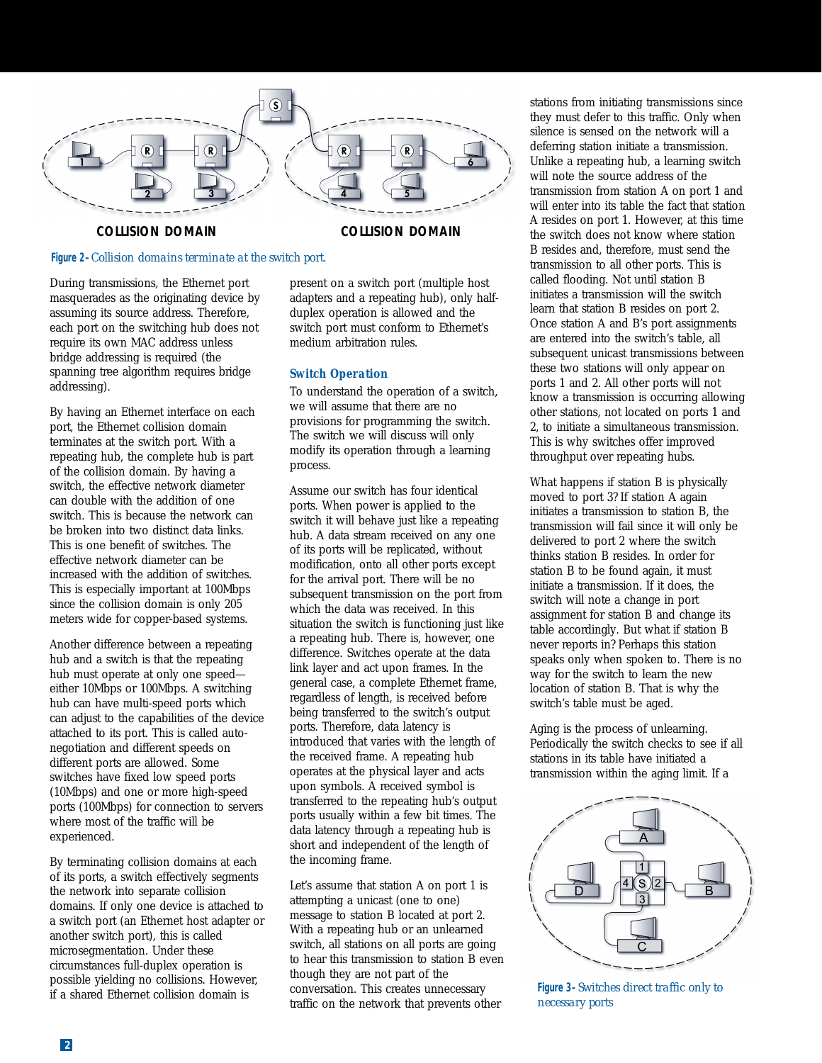COLLISION DOMAIN

COLLISION DOMAIN

*Figure 2- Collision domains terminate at the switch port.*

During transmissions, the Ethernet port masquerades as the originating device by assuming its source address. Therefore, each port on the switching hub does not require its own MAC address unless bridge addressing is required (the spanning tree algorithm requires bridge addressing).

By having an Ethernet interface on each port, the Ethernet collision domain terminates at the switch port. With a repeating hub, the complete hub is part of the collision domain. By having a switch, the effective network diameter can double with the addition of one switch. This is because the network can be broken into two distinct data links. This is one benefit of switches. The effective network diameter can be increased with the addition of switches. This is especially important at 100Mbps since the collision domain is only 205 meters wide for copper-based systems.

Another difference between a repeating hub and a switch is that the repeating hub must operate at only one speed—either 10Mbps or 100Mbps. A switching hub can have multi-speed ports which can adjust to the capabilities of the device attached to its port. This is called auto-negotiation and different speeds on different ports are allowed. Some switches have fixed low speed ports (10Mbps) and one or more high-speed ports (100Mbps) for connection to servers where most of the traffic will be experienced.

By terminating collision domains at each of its ports, a switch effectively segments the network into separate collision domains. If only one device is attached to a switch port (an Ethernet host adapter or another switch port), this is called microsegmentation. Under these circumstances full-duplex operation is possible yielding no collisions. However, if a shared Ethernet collision domain is present on a switch port (multiple host adapters and a repeating hub), only half-duplex operation is allowed and the switch port must conform to Ethernet's medium arbitration rules.

## Switch Operation

To understand the operation of a switch, we will assume that there are no provisions for programming the switch. The switch we will discuss will only modify its operation through a learning process.

Assume our switch has four identical ports. When power is applied to the switch it will behave just like a repeating hub. A data stream received on any one of its ports will be replicated, without modification, onto all other ports except for the arrival port. There will be no subsequent transmission on the port from which the data was received. In this situation the switch is functioning just like a repeating hub. There is, however, one difference. Switches operate at the data link layer and act upon frames. In the general case, a complete Ethernet frame, regardless of length, is received before being transferred to the switch's output ports. Therefore, data latency is introduced that varies with the length of the received frame. A repeating hub operates at the physical layer and acts upon symbols. A received symbol is transferred to the repeating hub's output ports usually within a few bit times. The data latency through a repeating hub is short and independent of the length of the incoming frame.

Let's assume that station A on port 1 is attempting a unicast (one to one) message to station B located at port 2. With a repeating hub or an unlearned switch, all stations on all ports are going to hear this transmission to station B even though they are not part of the conversation. This creates unnecessary traffic on the network that prevents other stations from initiating transmissions since they must defer to this traffic. Only when silence is sensed on the network will a deferring station initiate a transmission. Unlike a repeating hub, a learning switch will note the source address of the transmission from station A on port 1 and will enter into its table the fact that station A resides on port 1. However, at this time the switch does not know where station B resides and, therefore, must send the transmission to all other ports. This is called flooding. Not until station B initiates a transmission will the switch learn that station B resides on port 2. Once station A and B's port assignments are entered into the switch's table, all subsequent unicast transmissions between these two stations will only appear on ports 1 and 2. All other ports will not know a transmission is occurring allowing other stations, not located on ports 1 and 2, to initiate a simultaneous transmission. This is why switches offer improved throughput over repeating hubs.

What happens if station B is physically moved to port 3? If station A again initiates a transmission to station B, the transmission will fail since it will only be delivered to port 2 where the switch thinks station B resides. In order for station B to be found again, it must initiate a transmission. If it does, the switch will note a change in port assignment for station B and change its table accordingly. But what if station B never reports in? Perhaps this station speaks only when spoken to. There is no way for the switch to learn the new location of station B. That is why the switch's table must be aged.

Aging is the process of unlearning. Periodically the switch checks to see if all stations in its table have initiated a transmission within the aging limit. If a

*Figure 3- Switches direct traffic only to necessary ports*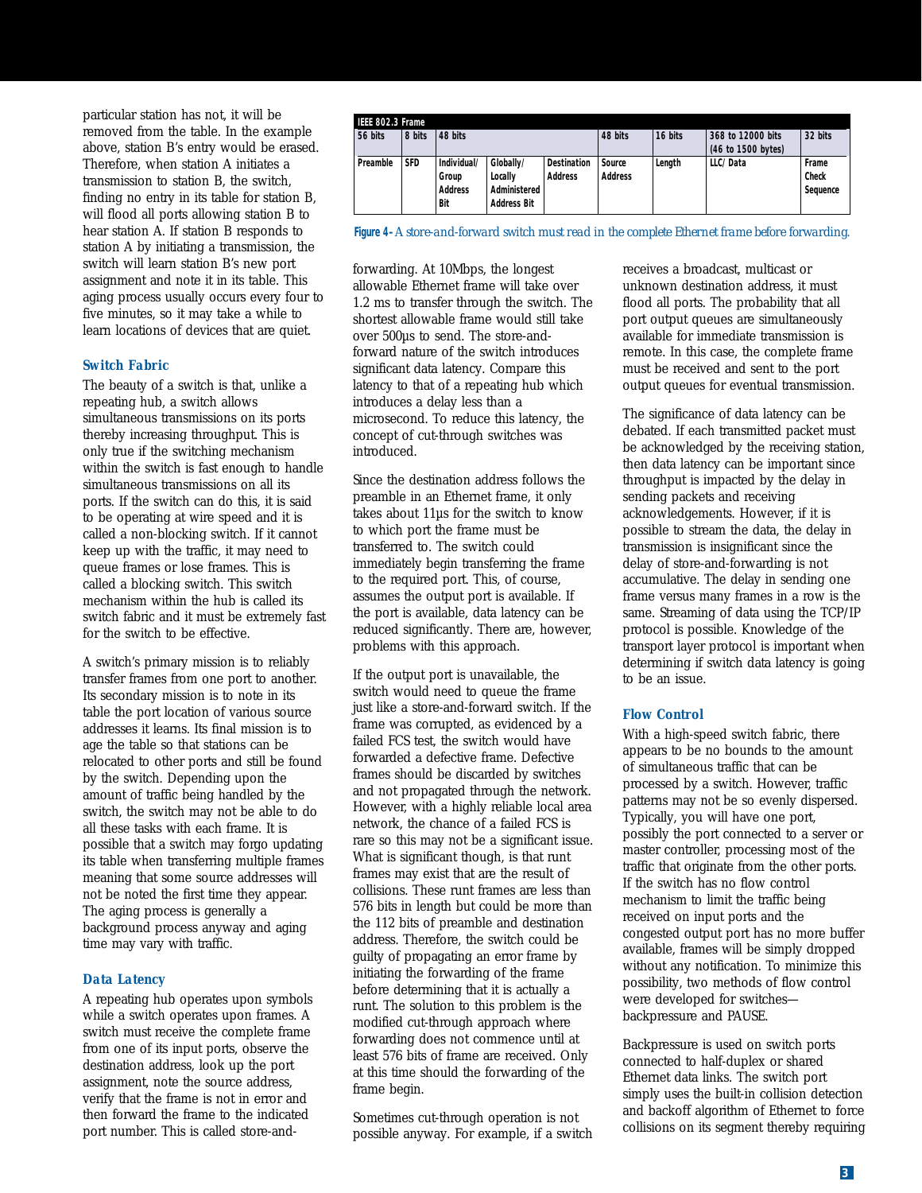particular station has not, it will be removed from the table. In the example above, station B's entry would be erased. Therefore, when station A initiates a transmission to station B, the switch, finding no entry in its table for station B, will flood all ports allowing station B to hear station A. If station B responds to station A by initiating a transmission, the switch will learn station B's new port assignment and note it in its table. This aging process usually occurs every four to five minutes, so it may take a while to learn locations of devices that are quiet.

### Switch Fabric

The beauty of a switch is that, unlike a repeating hub, a switch allows simultaneous transmissions on its ports thereby increasing throughput. This is only true if the switching mechanism within the switch is fast enough to handle simultaneous transmissions on all its ports. If the switch can do this, it is said to be operating at wire speed and it is called a non-blocking switch. If it cannot keep up with the traffic, it may need to queue frames or lose frames. This is called a blocking switch. This switch mechanism within the hub is called its switch fabric and it must be extremely fast for the switch to be effective.

A switch's primary mission is to reliably transfer frames from one port to another. Its secondary mission is to note in its table the port location of various source addresses it learns. Its final mission is to age the table so that stations can be relocated to other ports and still be found by the switch. Depending upon the amount of traffic being handled by the switch, the switch may not be able to do all these tasks with each frame. It is possible that a switch may forgo updating its table when transferring multiple frames meaning that some source addresses will not be noted the first time they appear. The aging process is generally a background process anyway and aging time may vary with traffic.

### Data Latency

A repeating hub operates upon symbols while a switch operates upon frames. A switch must receive the complete frame from one of its input ports, observe the destination address, look up the port assignment, note the source address, verify that the frame is not in error and then forward the frame to the indicated port number. This is called store-and-forwarding. At 10Mbps, the longest allowable Ethernet frame will take over 1.2 ms to transfer through the switch. The shortest allowable frame would still take over 500µs to send. The store-and-forward nature of the switch introduces significant data latency. Compare this latency to that of a repeating hub which introduces a delay less than a microsecond. To reduce this latency, the concept of cut-through switches was introduced.

| IEEE 802.3 Frame | | | | | | | | | |
|---|---|---|---|---|---|---|---|---|---|
| 56 bits | 8 bits | 48 bits | | | 48 bits | 16 bits | 368 to 12000 bits (46 to 1500 bytes) | 32 bits |
| Preamble | SFD | Individual/ Group Address Bit | Globally/ Locally Administered Address Bit | Destination Address | Source Address | Length | LLC/ Data | Frame Check Sequence |

**Figure 4-** *A store-and-forward switch must read in the complete Ethernet frame before forwarding.*

Since the destination address follows the preamble in an Ethernet frame, it only takes about 11µs for the switch to know to which port the frame must be transferred to. The switch could immediately begin transferring the frame to the required port. This, of course, assumes the output port is available. If the port is available, data latency can be reduced significantly. There are, however, problems with this approach.

If the output port is unavailable, the switch would need to queue the frame just like a store-and-forward switch. If the frame was corrupted, as evidenced by a failed FCS test, the switch would have forwarded a defective frame. Defective frames should be discarded by switches and not propagated through the network. However, with a highly reliable local area network, the chance of a failed FCS is rare so this may not be a significant issue. What is significant though, is that runt frames may exist that are the result of collisions. These runt frames are less than 576 bits in length but could be more than the 112 bits of preamble and destination address. Therefore, the switch could be guilty of propagating an error frame by initiating the forwarding of the frame before determining that it is actually a runt. The solution to this problem is the modified cut-through approach where forwarding does not commence until at least 576 bits of frame are received. Only at this time should the forwarding of the frame begin.

Sometimes cut-through operation is not possible anyway. For example, if a switch receives a broadcast, multicast or unknown destination address, it must flood all ports. The probability that all port output queues are simultaneously available for immediate transmission is remote. In this case, the complete frame must be received and sent to the port output queues for eventual transmission.

The significance of data latency can be debated. If each transmitted packet must be acknowledged by the receiving station, then data latency can be important since throughput is impacted by the delay in sending packets and receiving acknowledgements. However, if it is possible to stream the data, the delay in transmission is insignificant since the delay of store-and-forwarding is not accumulative. The delay in sending one frame versus many frames in a row is the same. Streaming of data using the TCP/IP protocol is possible. Knowledge of the transport layer protocol is important when determining if switch data latency is going to be an issue.

### Flow Control

With a high-speed switch fabric, there appears to be no bounds to the amount of simultaneous traffic that can be processed by a switch. However, traffic patterns may not be so evenly dispersed. Typically, you will have one port, possibly the port connected to a server or master controller, processing most of the traffic that originate from the other ports. If the switch has no flow control mechanism to limit the traffic being received on input ports and the congested output port has no more buffer available, frames will be simply dropped without any notification. To minimize this possibility, two methods of flow control were developed for switches—backpressure and PAUSE.

Backpressure is used on switch ports connected to half-duplex or shared Ethernet data links. The switch port simply uses the built-in collision detection and backoff algorithm of Ethernet to force collisions on its segment thereby requiring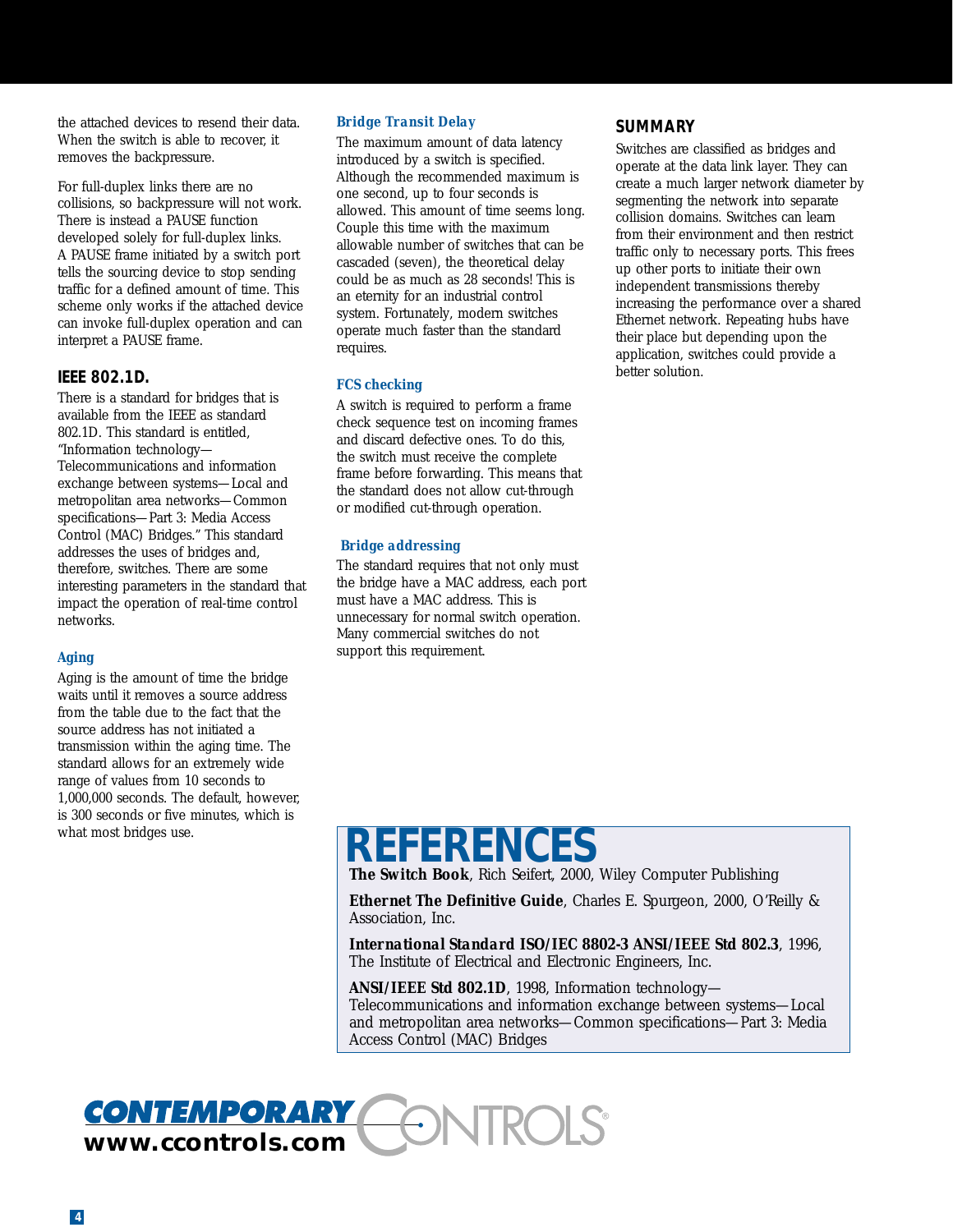the attached devices to resend their data. When the switch is able to recover, it removes the backpressure.

For full-duplex links there are no collisions, so backpressure will not work. There is instead a PAUSE function developed solely for full-duplex links. A PAUSE frame initiated by a switch port tells the sourcing device to stop sending traffic for a defined amount of time. This scheme only works if the attached device can invoke full-duplex operation and can interpret a PAUSE frame.

## IEEE 802.1D.

There is a standard for bridges that is available from the IEEE as standard 802.1D. This standard is entitled, "Information technology—Telecommunications and information exchange between systems—Local and metropolitan area networks—Common specifications—Part 3: Media Access Control (MAC) Bridges." This standard addresses the uses of bridges and, therefore, switches. There are some interesting parameters in the standard that impact the operation of real-time control networks.

### Aging

Aging is the amount of time the bridge waits until it removes a source address from the table due to the fact that the source address has not initiated a transmission within the aging time. The standard allows for an extremely wide range of values from 10 seconds to 1,000,000 seconds. The default, however, is 300 seconds or five minutes, which is what most bridges use.

### Bridge Transit Delay

The maximum amount of data latency introduced by a switch is specified. Although the recommended maximum is one second, up to four seconds is allowed. This amount of time seems long. Couple this time with the maximum allowable number of switches that can be cascaded (seven), the theoretical delay could be as much as 28 seconds! This is an eternity for an industrial control system. Fortunately, modern switches operate much faster than the standard requires.

### FCS checking

A switch is required to perform a frame check sequence test on incoming frames and discard defective ones. To do this, the switch must receive the complete frame before forwarding. This means that the standard does not allow cut-through or modified cut-through operation.

### Bridge addressing

The standard requires that not only must the bridge have a MAC address, each port must have a MAC address. This is unnecessary for normal switch operation. Many commercial switches do not support this requirement.

## SUMMARY

Switches are classified as bridges and operate at the data link layer. They can create a much larger network diameter by segmenting the network into separate collision domains. Switches can learn from their environment and then restrict traffic only to necessary ports. This frees up other ports to initiate their own independent transmissions thereby increasing the performance over a shared Ethernet network. Repeating hubs have their place but depending upon the application, switches could provide a better solution.

## REFERENCES

**The Switch Book**, Rich Seifert, 2000, Wiley Computer Publishing

**Ethernet The Definitive Guide**, Charles E. Spurgeon, 2000, O'Reilly & Association, Inc.

**International Standard ISO/IEC 8802-3 ANSI/IEEE Std 802.3**, 1996, The Institute of Electrical and Electronic Engineers, Inc.

**ANSI/IEEE Std 802.1D**, 1998, Information technology—Telecommunications and information exchange between systems—Local and metropolitan area networks—Common specifications—Part 3: Media Access Control (MAC) Bridges

CONTEMPORARY CONTROLS
www.ccontrols.com